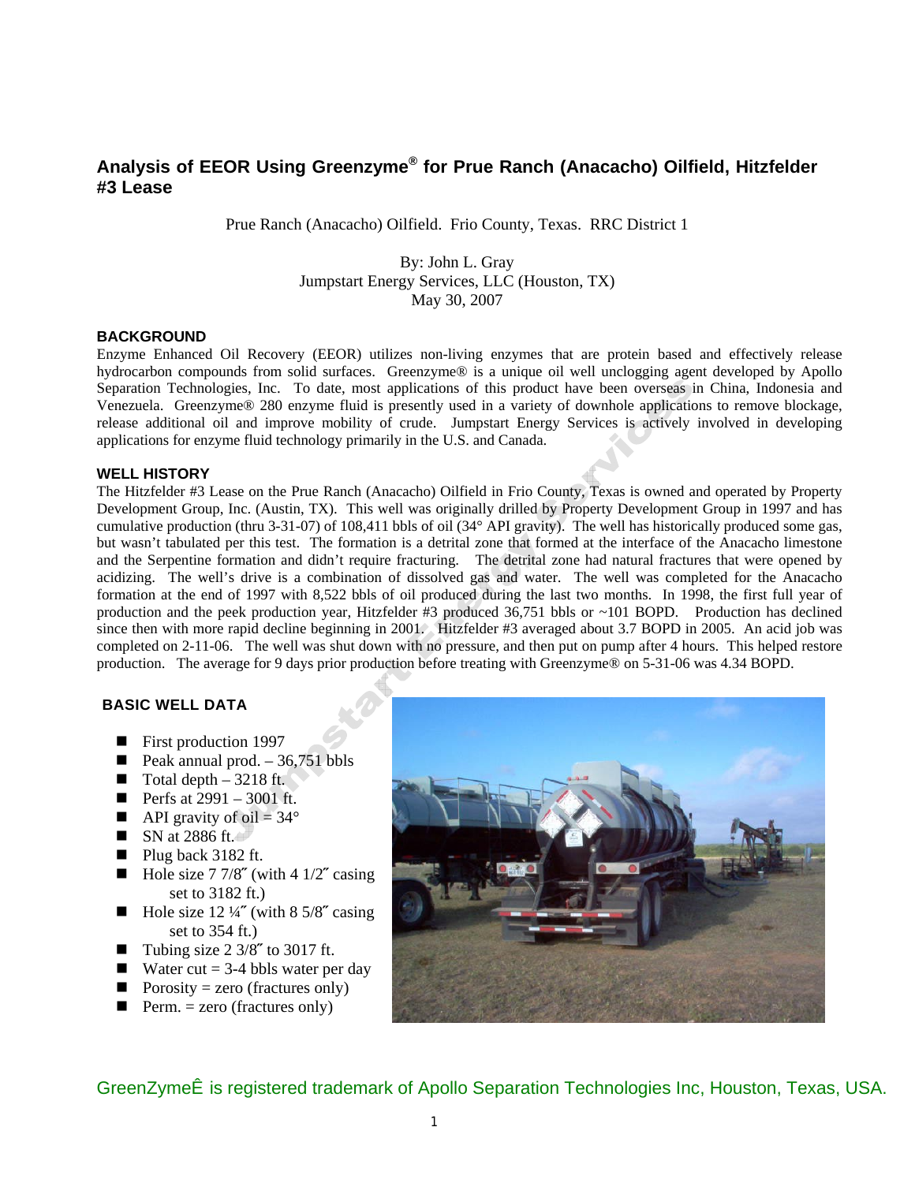# Analysis of EEOR Using Greenzyme® for Prue Ranch (Anacacho) Oilfield, Hitzfelder #3 Lease

Prue Ranch (Anacacho) Oilfield. Frio County, Texas. RRC District 1

By: John L. Gray
Jumpstart Energy Services, LLC (Houston, TX)
May 30, 2007

## BACKGROUND

Enzyme Enhanced Oil Recovery (EEOR) utilizes non-living enzymes that are protein based and effectively release hydrocarbon compounds from solid surfaces. Greenzyme® is a unique oil well unclogging agent developed by Apollo Separation Technologies, Inc. To date, most applications of this product have been overseas in China, Indonesia and Venezuela. Greenzyme® 280 enzyme fluid is presently used in a variety of downhole applications to remove blockage, release additional oil and improve mobility of crude. Jumpstart Energy Services is actively involved in developing applications for enzyme fluid technology primarily in the U.S. and Canada.

## WELL HISTORY

The Hitzfelder #3 Lease on the Prue Ranch (Anacacho) Oilfield in Frio County, Texas is owned and operated by Property Development Group, Inc. (Austin, TX). This well was originally drilled by Property Development Group in 1997 and has cumulative production (thru 3-31-07) of 108,411 bbls of oil (34° API gravity). The well has historically produced some gas, but wasn't tabulated per this test. The formation is a detrital zone that formed at the interface of the Anacacho limestone and the Serpentine formation and didn't require fracturing. The detrital zone had natural fractures that were opened by acidizing. The well's drive is a combination of dissolved gas and water. The well was completed for the Anacacho formation at the end of 1997 with 8,522 bbls of oil produced during the last two months. In 1998, the first full year of production and the peek production year, Hitzfelder #3 produced 36,751 bbls or ~101 BOPD. Production has declined since then with more rapid decline beginning in 2001. Hitzfelder #3 averaged about 3.7 BOPD in 2005. An acid job was completed on 2-11-06. The well was shut down with no pressure, and then put on pump after 4 hours. This helped restore production. The average for 9 days prior production before treating with Greenzyme® on 5-31-06 was 4.34 BOPD.

## BASIC WELL DATA

- First production 1997
- Peak annual prod. – 36,751 bbls
- Total depth – 3218 ft.
- Perfs at 2991 – 3001 ft.
- API gravity of oil = 34°
- SN at 2886 ft.
- Plug back 3182 ft.
- Hole size 7 7/8″ (with 4 1/2″ casing set to 3182 ft.)
- Hole size 12 ¼″ (with 8 5/8″ casing set to 354 ft.)
- Tubing size 2 3/8″ to 3017 ft.
- Water cut = 3-4 bbls water per day
- Porosity = zero (fractures only)
- Perm. = zero (fractures only)

GreenZymeÊ is registered trademark of Apollo Separation Technologies Inc, Houston, Texas, USA.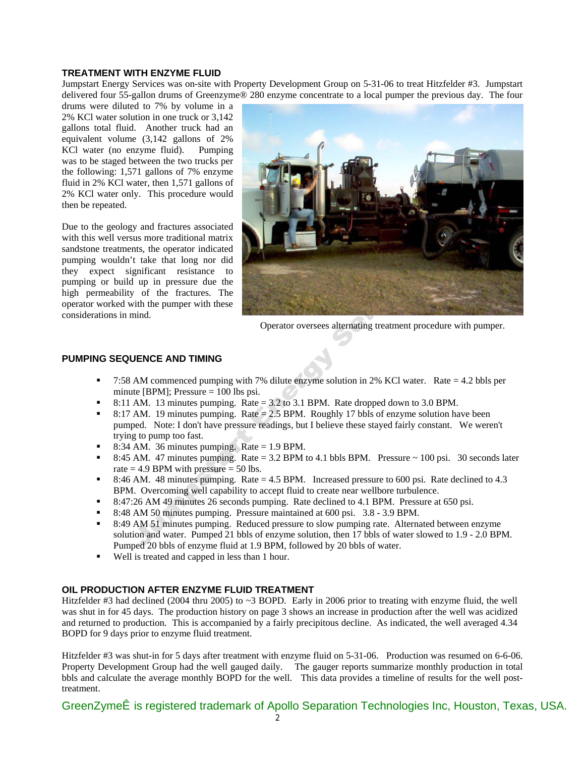### TREATMENT WITH ENZYME FLUID

Jumpstart Energy Services was on-site with Property Development Group on 5-31-06 to treat Hitzfelder #3. Jumpstart delivered four 55-gallon drums of Greenzyme® 280 enzyme concentrate to a local pumper the previous day. The four drums were diluted to 7% by volume in a 2% KCl water solution in one truck or 3,142 gallons total fluid. Another truck had an equivalent volume (3,142 gallons of 2% KCl water (no enzyme fluid). Pumping was to be staged between the two trucks per the following: 1,571 gallons of 7% enzyme fluid in 2% KCl water, then 1,571 gallons of 2% KCl water only. This procedure would then be repeated.

Due to the geology and fractures associated with this well versus more traditional matrix sandstone treatments, the operator indicated pumping wouldn't take that long nor did they expect significant resistance to pumping or build up in pressure due the high permeability of the fractures. The operator worked with the pumper with these considerations in mind.

Operator oversees alternating treatment procedure with pumper.

### PUMPING SEQUENCE AND TIMING

- 7:58 AM commenced pumping with 7% dilute enzyme solution in 2% KCl water. Rate = 4.2 bbls per minute [BPM]; Pressure = 100 lbs psi.
- 8:11 AM. 13 minutes pumping. Rate = 3.2 to 3.1 BPM. Rate dropped down to 3.0 BPM.
- 8:17 AM. 19 minutes pumping. Rate = 2.5 BPM. Roughly 17 bbls of enzyme solution have been pumped. Note: I don't have pressure readings, but I believe these stayed fairly constant. We weren't trying to pump too fast.
- 8:34 AM. 36 minutes pumping. Rate = 1.9 BPM.
- 8:45 AM. 47 minutes pumping. Rate = 3.2 BPM to 4.1 bbls BPM. Pressure ~ 100 psi. 30 seconds later rate = 4.9 BPM with pressure = 50 lbs.
- 8:46 AM. 48 minutes pumping. Rate = 4.5 BPM. Increased pressure to 600 psi. Rate declined to 4.3 BPM. Overcoming well capability to accept fluid to create near wellbore turbulence.
- 8:47:26 AM 49 minutes 26 seconds pumping. Rate declined to 4.1 BPM. Pressure at 650 psi.
- 8:48 AM 50 minutes pumping. Pressure maintained at 600 psi. 3.8 - 3.9 BPM.
- 8:49 AM 51 minutes pumping. Reduced pressure to slow pumping rate. Alternated between enzyme solution and water. Pumped 21 bbls of enzyme solution, then 17 bbls of water slowed to 1.9 - 2.0 BPM. Pumped 20 bbls of enzyme fluid at 1.9 BPM, followed by 20 bbls of water.
- Well is treated and capped in less than 1 hour.

### OIL PRODUCTION AFTER ENZYME FLUID TREATMENT

Hitzfelder #3 had declined (2004 thru 2005) to ~3 BOPD. Early in 2006 prior to treating with enzyme fluid, the well was shut in for 45 days. The production history on page 3 shows an increase in production after the well was acidized and returned to production. This is accompanied by a fairly precipitous decline. As indicated, the well averaged 4.34 BOPD for 9 days prior to enzyme fluid treatment.

Hitzfelder #3 was shut-in for 5 days after treatment with enzyme fluid on 5-31-06. Production was resumed on 6-6-06. Property Development Group had the well gauged daily. The gauger reports summarize monthly production in total bbls and calculate the average monthly BOPD for the well. This data provides a timeline of results for the well post-treatment.

GreenZymeÊ is registered trademark of Apollo Separation Technologies Inc, Houston, Texas, USA.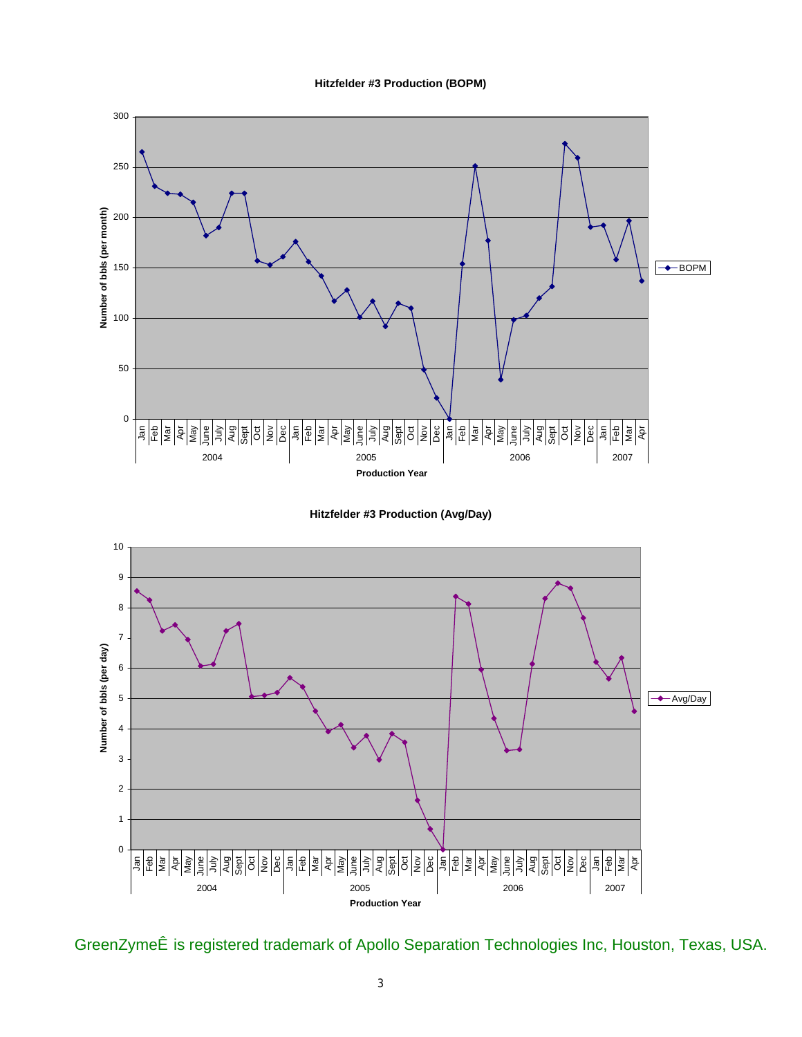**Hitzfelder #3 Production (BOPM)**

**Hitzfelder #3 Production (Avg/Day)**

GreenZymeÊ is registered trademark of Apollo Separation Technologies Inc, Houston, Texas, USA.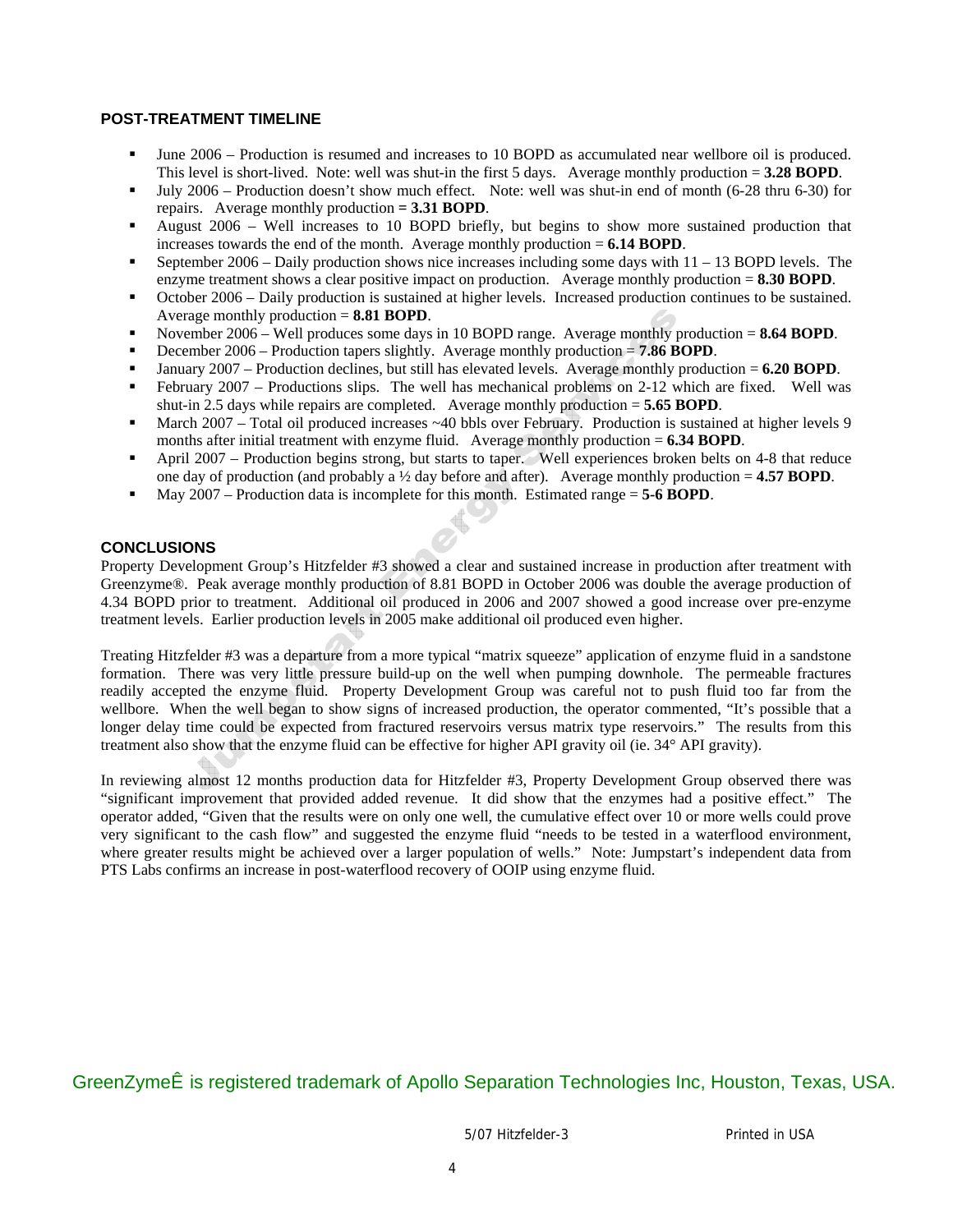### POST-TREATMENT TIMELINE

- June 2006 – Production is resumed and increases to 10 BOPD as accumulated near wellbore oil is produced. This level is short-lived. Note: well was shut-in the first 5 days. Average monthly production = **3.28 BOPD**.
- July 2006 – Production doesn't show much effect. Note: well was shut-in end of month (6-28 thru 6-30) for repairs. Average monthly production **= 3.31 BOPD**.
- August 2006 – Well increases to 10 BOPD briefly, but begins to show more sustained production that increases towards the end of the month. Average monthly production = **6.14 BOPD**.
- September 2006 – Daily production shows nice increases including some days with 11 – 13 BOPD levels. The enzyme treatment shows a clear positive impact on production. Average monthly production = **8.30 BOPD**.
- October 2006 – Daily production is sustained at higher levels. Increased production continues to be sustained. Average monthly production = **8.81 BOPD**.
- November 2006 – Well produces some days in 10 BOPD range. Average monthly production = **8.64 BOPD**.
- December 2006 – Production tapers slightly. Average monthly production = **7.86 BOPD**.
- January 2007 – Production declines, but still has elevated levels. Average monthly production = **6.20 BOPD**.
- February 2007 – Productions slips. The well has mechanical problems on 2-12 which are fixed. Well was shut-in 2.5 days while repairs are completed. Average monthly production = **5.65 BOPD**.
- March 2007 – Total oil produced increases ~40 bbls over February. Production is sustained at higher levels 9 months after initial treatment with enzyme fluid. Average monthly production = **6.34 BOPD**.
- April 2007 – Production begins strong, but starts to taper. Well experiences broken belts on 4-8 that reduce one day of production (and probably a ½ day before and after). Average monthly production = **4.57 BOPD**.
- May 2007 – Production data is incomplete for this month. Estimated range = **5-6 BOPD**.

### CONCLUSIONS

Property Development Group's Hitzfelder #3 showed a clear and sustained increase in production after treatment with Greenzyme®. Peak average monthly production of 8.81 BOPD in October 2006 was double the average production of 4.34 BOPD prior to treatment. Additional oil produced in 2006 and 2007 showed a good increase over pre-enzyme treatment levels. Earlier production levels in 2005 make additional oil produced even higher.

Treating Hitzfelder #3 was a departure from a more typical "matrix squeeze" application of enzyme fluid in a sandstone formation. There was very little pressure build-up on the well when pumping downhole. The permeable fractures readily accepted the enzyme fluid. Property Development Group was careful not to push fluid too far from the wellbore. When the well began to show signs of increased production, the operator commented, "It's possible that a longer delay time could be expected from fractured reservoirs versus matrix type reservoirs." The results from this treatment also show that the enzyme fluid can be effective for higher API gravity oil (ie. 34° API gravity).

In reviewing almost 12 months production data for Hitzfelder #3, Property Development Group observed there was "significant improvement that provided added revenue. It did show that the enzymes had a positive effect." The operator added, "Given that the results were on only one well, the cumulative effect over 10 or more wells could prove very significant to the cash flow" and suggested the enzyme fluid "needs to be tested in a waterflood environment, where greater results might be achieved over a larger population of wells." Note: Jumpstart's independent data from PTS Labs confirms an increase in post-waterflood recovery of OOIP using enzyme fluid.

GreenZymeÊ is registered trademark of Apollo Separation Technologies Inc, Houston, Texas, USA.

5/07 Hitzfelder-3 Printed in USA